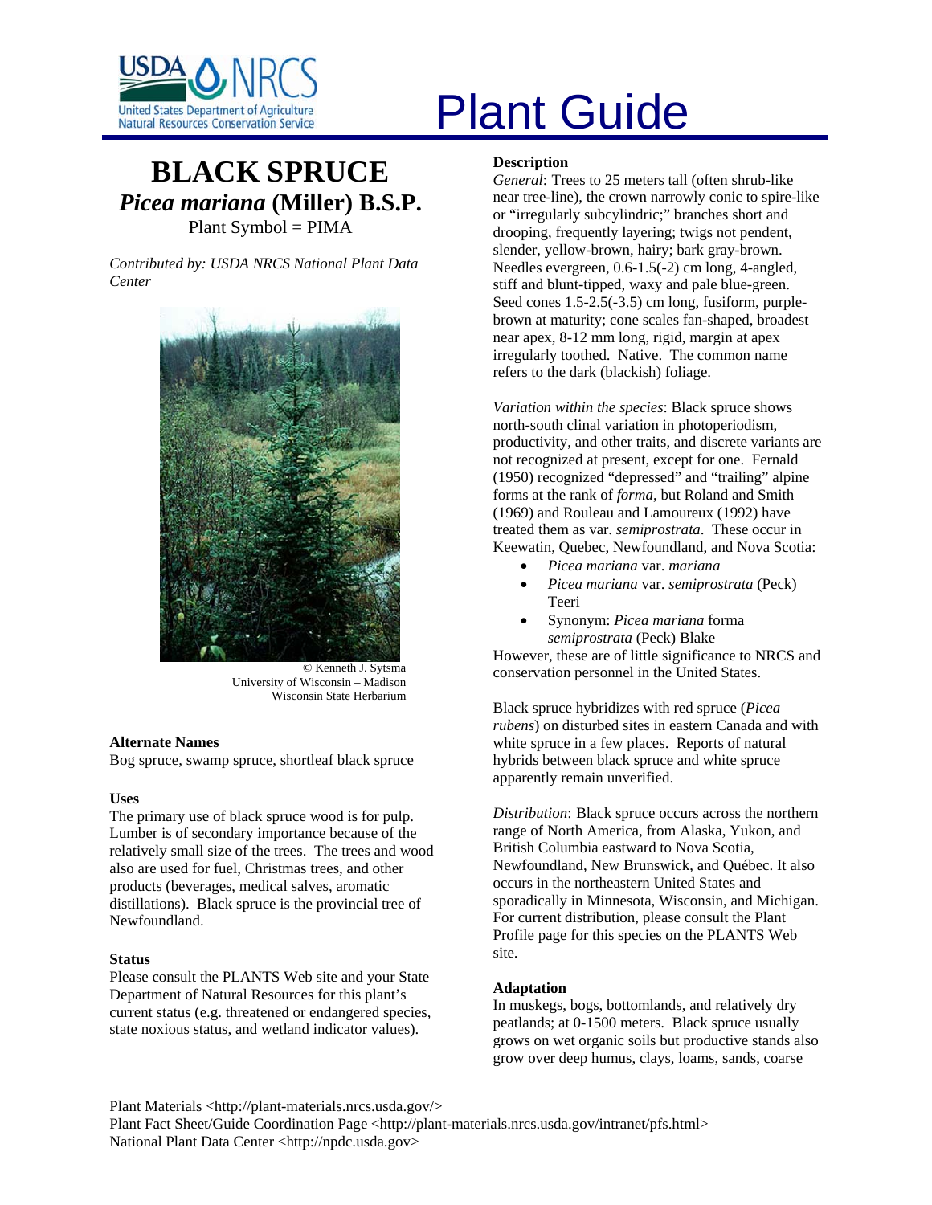# Plant Guide

## BLACK SPRUCE

### *Picea mariana* (Miller) B.S.P.

Plant Symbol = PIMA

*Contributed by: USDA NRCS National Plant Data Center*

© Kenneth J. Sytsma
University of Wisconsin – Madison
Wisconsin State Herbarium

**Alternate Names**

Bog spruce, swamp spruce, shortleaf black spruce

**Uses**

The primary use of black spruce wood is for pulp. Lumber is of secondary importance because of the relatively small size of the trees. The trees and wood also are used for fuel, Christmas trees, and other products (beverages, medical salves, aromatic distillations). Black spruce is the provincial tree of Newfoundland.

**Status**

Please consult the PLANTS Web site and your State Department of Natural Resources for this plant's current status (e.g. threatened or endangered species, state noxious status, and wetland indicator values).

**Description**

*General*: Trees to 25 meters tall (often shrub-like near tree-line), the crown narrowly conic to spire-like or "irregularly subcylindric;" branches short and drooping, frequently layering; twigs not pendent, slender, yellow-brown, hairy; bark gray-brown. Needles evergreen, 0.6-1.5(-2) cm long, 4-angled, stiff and blunt-tipped, waxy and pale blue-green. Seed cones 1.5-2.5(-3.5) cm long, fusiform, purple-brown at maturity; cone scales fan-shaped, broadest near apex, 8-12 mm long, rigid, margin at apex irregularly toothed. Native. The common name refers to the dark (blackish) foliage.

*Variation within the species*: Black spruce shows north-south clinal variation in photoperiodism, productivity, and other traits, and discrete variants are not recognized at present, except for one. Fernald (1950) recognized "depressed" and "trailing" alpine forms at the rank of *forma*, but Roland and Smith (1969) and Rouleau and Lamoureux (1992) have treated them as var. *semiprostrata*. These occur in Keewatin, Quebec, Newfoundland, and Nova Scotia:

- *Picea mariana* var. *mariana*
- *Picea mariana* var. *semiprostrata* (Peck) Teeri
- Synonym: *Picea mariana* forma *semiprostrata* (Peck) Blake

However, these are of little significance to NRCS and conservation personnel in the United States.

Black spruce hybridizes with red spruce (*Picea rubens*) on disturbed sites in eastern Canada and with white spruce in a few places. Reports of natural hybrids between black spruce and white spruce apparently remain unverified.

*Distribution*: Black spruce occurs across the northern range of North America, from Alaska, Yukon, and British Columbia eastward to Nova Scotia, Newfoundland, New Brunswick, and Québec. It also occurs in the northeastern United States and sporadically in Minnesota, Wisconsin, and Michigan. For current distribution, please consult the Plant Profile page for this species on the PLANTS Web site.

**Adaptation**

In muskegs, bogs, bottomlands, and relatively dry peatlands; at 0-1500 meters. Black spruce usually grows on wet organic soils but productive stands also grow over deep humus, clays, loams, sands, coarse

Plant Materials <http://plant-materials.nrcs.usda.gov/>
Plant Fact Sheet/Guide Coordination Page <http://plant-materials.nrcs.usda.gov/intranet/pfs.html>
National Plant Data Center <http://npdc.usda.gov>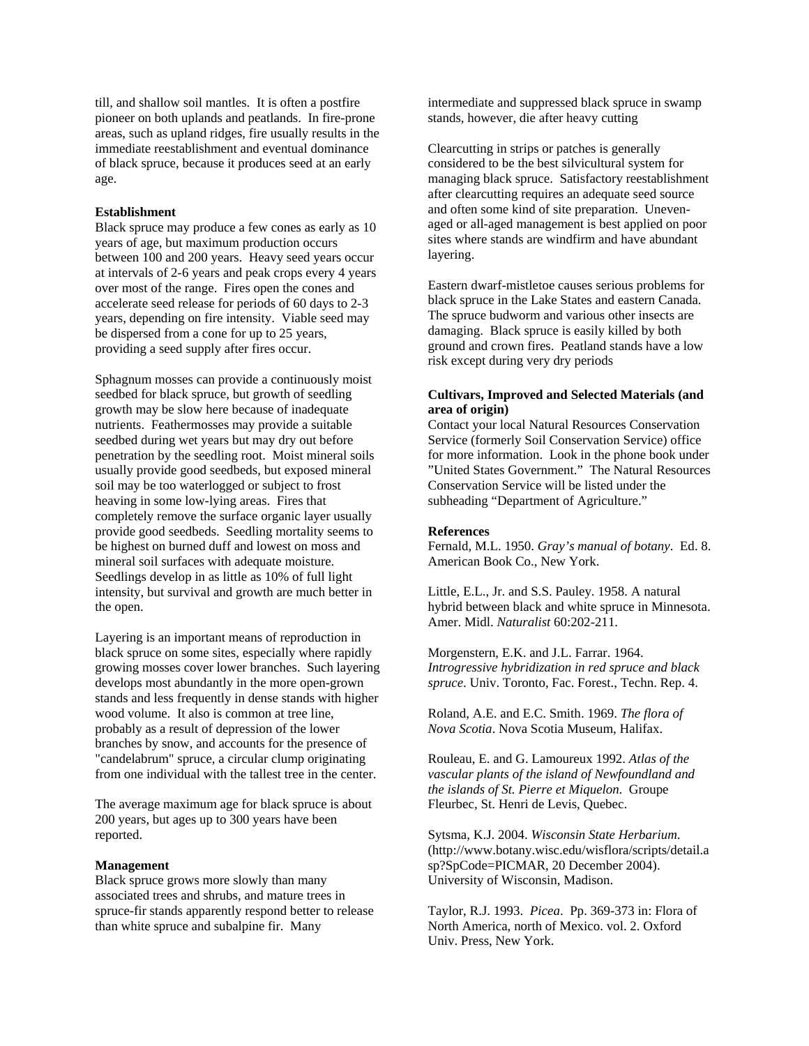till, and shallow soil mantles. It is often a postfire pioneer on both uplands and peatlands. In fire-prone areas, such as upland ridges, fire usually results in the immediate reestablishment and eventual dominance of black spruce, because it produces seed at an early age.

**Establishment**

Black spruce may produce a few cones as early as 10 years of age, but maximum production occurs between 100 and 200 years. Heavy seed years occur at intervals of 2-6 years and peak crops every 4 years over most of the range. Fires open the cones and accelerate seed release for periods of 60 days to 2-3 years, depending on fire intensity. Viable seed may be dispersed from a cone for up to 25 years, providing a seed supply after fires occur.

Sphagnum mosses can provide a continuously moist seedbed for black spruce, but growth of seedling growth may be slow here because of inadequate nutrients. Feathermosses may provide a suitable seedbed during wet years but may dry out before penetration by the seedling root. Moist mineral soils usually provide good seedbeds, but exposed mineral soil may be too waterlogged or subject to frost heaving in some low-lying areas. Fires that completely remove the surface organic layer usually provide good seedbeds. Seedling mortality seems to be highest on burned duff and lowest on moss and mineral soil surfaces with adequate moisture. Seedlings develop in as little as 10% of full light intensity, but survival and growth are much better in the open.

Layering is an important means of reproduction in black spruce on some sites, especially where rapidly growing mosses cover lower branches. Such layering develops most abundantly in the more open-grown stands and less frequently in dense stands with higher wood volume. It also is common at tree line, probably as a result of depression of the lower branches by snow, and accounts for the presence of "candelabrum" spruce, a circular clump originating from one individual with the tallest tree in the center.

The average maximum age for black spruce is about 200 years, but ages up to 300 years have been reported.

**Management**

Black spruce grows more slowly than many associated trees and shrubs, and mature trees in spruce-fir stands apparently respond better to release than white spruce and subalpine fir. Many intermediate and suppressed black spruce in swamp stands, however, die after heavy cutting

Clearcutting in strips or patches is generally considered to be the best silvicultural system for managing black spruce. Satisfactory reestablishment after clearcutting requires an adequate seed source and often some kind of site preparation. Uneven-aged or all-aged management is best applied on poor sites where stands are windfirm and have abundant layering.

Eastern dwarf-mistletoe causes serious problems for black spruce in the Lake States and eastern Canada. The spruce budworm and various other insects are damaging. Black spruce is easily killed by both ground and crown fires. Peatland stands have a low risk except during very dry periods

**Cultivars, Improved and Selected Materials (and area of origin)**

Contact your local Natural Resources Conservation Service (formerly Soil Conservation Service) office for more information. Look in the phone book under "United States Government." The Natural Resources Conservation Service will be listed under the subheading "Department of Agriculture."

**References**

Fernald, M.L. 1950. *Gray's manual of botany*. Ed. 8. American Book Co., New York.

Little, E.L., Jr. and S.S. Pauley. 1958. A natural hybrid between black and white spruce in Minnesota. Amer. Midl. *Naturalist* 60:202-211.

Morgenstern, E.K. and J.L. Farrar. 1964. *Introgressive hybridization in red spruce and black spruce*. Univ. Toronto, Fac. Forest., Techn. Rep. 4.

Roland, A.E. and E.C. Smith. 1969. *The flora of Nova Scotia*. Nova Scotia Museum, Halifax.

Rouleau, E. and G. Lamoureux 1992. *Atlas of the vascular plants of the island of Newfoundland and the islands of St. Pierre et Miquelon*. Groupe Fleurbec, St. Henri de Levis, Quebec.

Sytsma, K.J. 2004. *Wisconsin State Herbarium*. (http://www.botany.wisc.edu/wisflora/scripts/detail.asp?SpCode=PICMAR, 20 December 2004). University of Wisconsin, Madison.

Taylor, R.J. 1993. *Picea*. Pp. 369-373 in: Flora of North America, north of Mexico. vol. 2. Oxford Univ. Press, New York.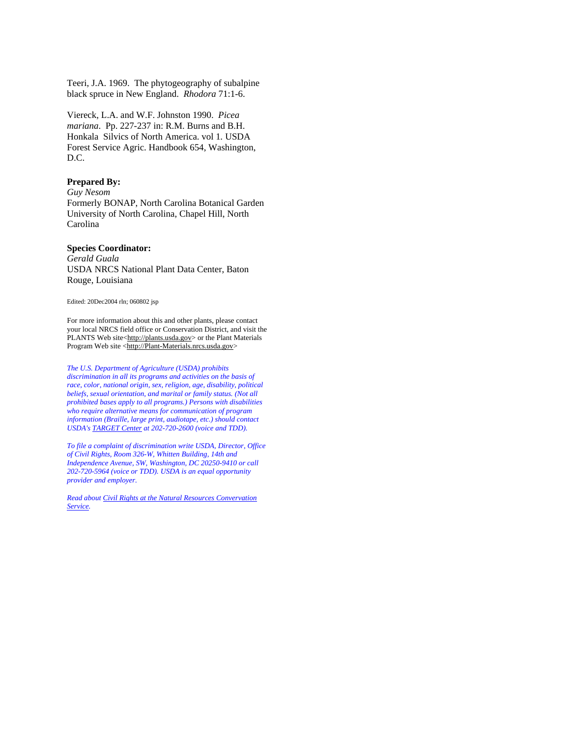Teeri, J.A. 1969. The phytogeography of subalpine black spruce in New England. *Rhodora* 71:1-6.

Viereck, L.A. and W.F. Johnston 1990. *Picea mariana*. Pp. 227-237 in: R.M. Burns and B.H. Honkala Silvics of North America. vol 1. USDA Forest Service Agric. Handbook 654, Washington, D.C.

**Prepared By:**
*Guy Nesom*
Formerly BONAP, North Carolina Botanical Garden
University of North Carolina, Chapel Hill, North Carolina

**Species Coordinator:**
*Gerald Guala*
USDA NRCS National Plant Data Center, Baton Rouge, Louisiana

Edited: 20Dec2004 rln; 060802 jsp

For more information about this and other plants, please contact your local NRCS field office or Conservation District, and visit the PLANTS Web site<http://plants.usda.gov> or the Plant Materials Program Web site <http://Plant-Materials.nrcs.usda.gov>

*The U.S. Department of Agriculture (USDA) prohibits discrimination in all its programs and activities on the basis of race, color, national origin, sex, religion, age, disability, political beliefs, sexual orientation, and marital or family status. (Not all prohibited bases apply to all programs.) Persons with disabilities who require alternative means for communication of program information (Braille, large print, audiotape, etc.) should contact USDA's TARGET Center at 202-720-2600 (voice and TDD).*

*To file a complaint of discrimination write USDA, Director, Office of Civil Rights, Room 326-W, Whitten Building, 14th and Independence Avenue, SW, Washington, DC 20250-9410 or call 202-720-5964 (voice or TDD). USDA is an equal opportunity provider and employer.*

*Read about Civil Rights at the Natural Resources Convertation Service.*